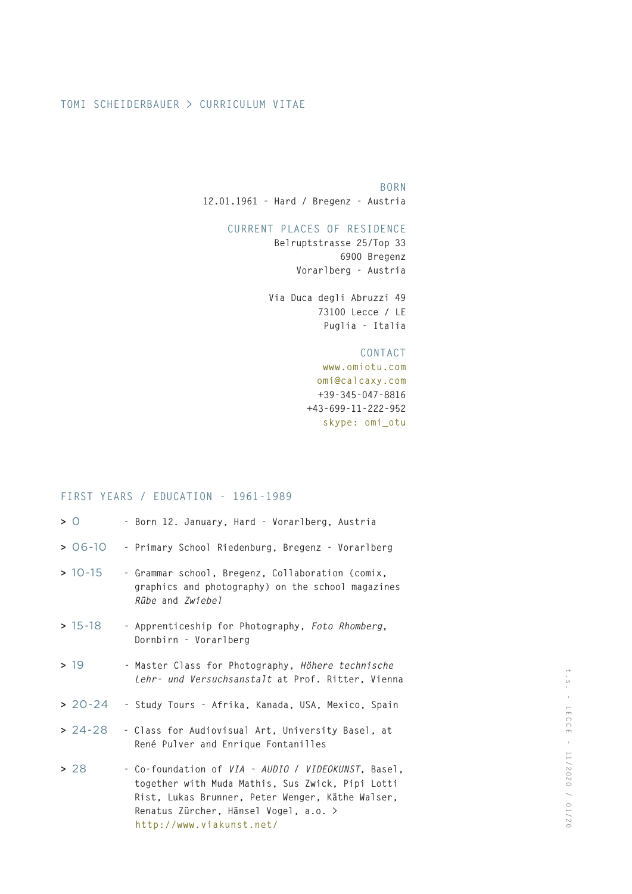# TOMI SCHEIDERBAUER > CURRICULUM VITAE

**BORN**
12.01.1961 - Hard / Bregenz - Austria

**CURRENT PLACES OF RESIDENCE**
Belruptstrasse 25/Top 33
6900 Bregenz
Vorarlberg - Austria

Via Duca degli Abruzzi 49
73100 Lecce / LE
Puglia - Italia

**CONTACT**
www.omiotu.com
omi@calcaxy.com
+39-345-047-8816
+43-699-11-222-952
skype: omi_otu

## FIRST YEARS / EDUCATION - 1961-1989

> 0 - Born 12. January, Hard - Vorarlberg, Austria

> 06-10 - Primary School Riedenburg, Bregenz - Vorarlberg

> 10-15 - Grammar school, Bregenz, Collaboration (comix, graphics and photography) on the school magazines *Rübe* and *Zwiebel*

> 15-18 - Apprenticeship for Photography, *Foto Rhomberg*, Dornbirn - Vorarlberg

> 19 - Master Class for Photography, *Höhere technische Lehr- und Versuchsanstalt* at Prof. Ritter, Vienna

> 20-24 - Study Tours - Afrika, Kanada, USA, Mexico, Spain

> 24-28 - Class for Audiovisual Art, University Basel, at René Pulver and Enrique Fontanilles

> 28 - Co-foundation of *VIA - AUDIO / VIDEOKUNST*, Basel, together with Muda Mathis, Sus Zwick, Pipi Lotti Rist, Lukas Brunner, Peter Wenger, Käthe Walser, Renatus Zürcher, Hänsel Vogel, a.o. > http://www.viakunst.net/

t.s. - LECCE - 11/2020 / 01/20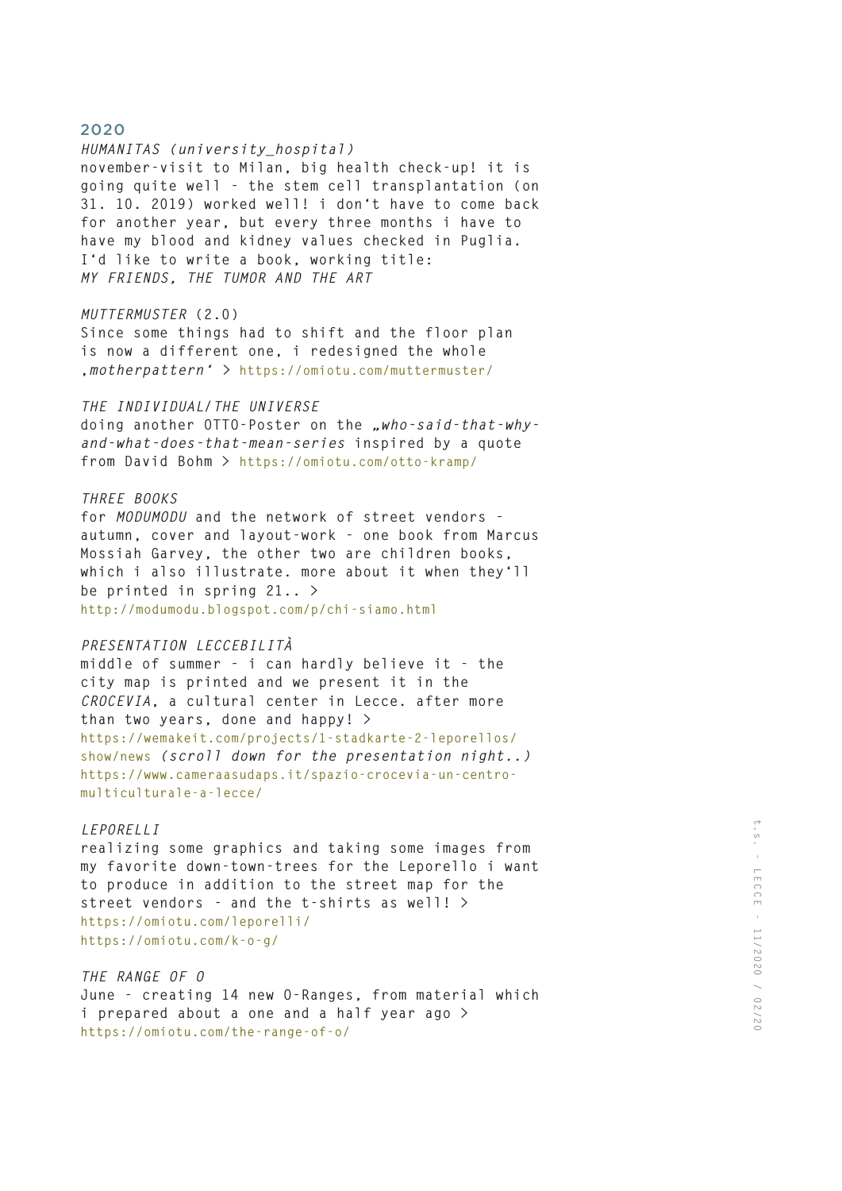## 2020

*HUMANITAS (university_hospital)*
november-visit to Milan, big health check-up! it is going quite well - the stem cell transplantation (on 31. 10. 2019) worked well! i don't have to come back for another year, but every three months i have to have my blood and kidney values checked in Puglia. I'd like to write a book, working title:
*MY FRIENDS, THE TUMOR AND THE ART*

*MUTTERMUSTER* (2.0)
Since some things had to shift and the floor plan is now a different one, i redesigned the whole *'motherpattern'* > https://omiotu.com/muttermuster/

*THE INDIVIDUAL/THE UNIVERSE*
doing another OTTO-Poster on the *„who-said-that-why-and-what-does-that-mean-series* inspired by a quote from David Bohm > https://omiotu.com/otto-kramp/

*THREE BOOKS*
for *MODUMODU* and the network of street vendors - autumn, cover and layout-work - one book from Marcus Mossiah Garvey, the other two are children books, which i also illustrate. more about it when they'll be printed in spring 21.. >
http://modumodu.blogspot.com/p/chi-siamo.html

*PRESENTATION LECCEBILITÀ*
middle of summer - i can hardly believe it - the city map is printed and we present it in the *CROCEVIA*, a cultural center in Lecce. after more than two years, done and happy! >
https://wemakeit.com/projects/1-stadkarte-2-leporellos/show/news *(scroll down for the presentation night..)*
https://www.cameraasudaps.it/spazio-crocevia-un-centro-multiculturale-a-lecce/

*LEPORELLI*
realizing some graphics and taking some images from my favorite down-town-trees for the Leporello i want to produce in addition to the street map for the street vendors - and the t-shirts as well! >
https://omiotu.com/leporelli/
https://omiotu.com/k-o-g/

*THE RANGE OF O*
June - creating 14 new O-Ranges, from material which i prepared about a one and a half year ago >
https://omiotu.com/the-range-of-o/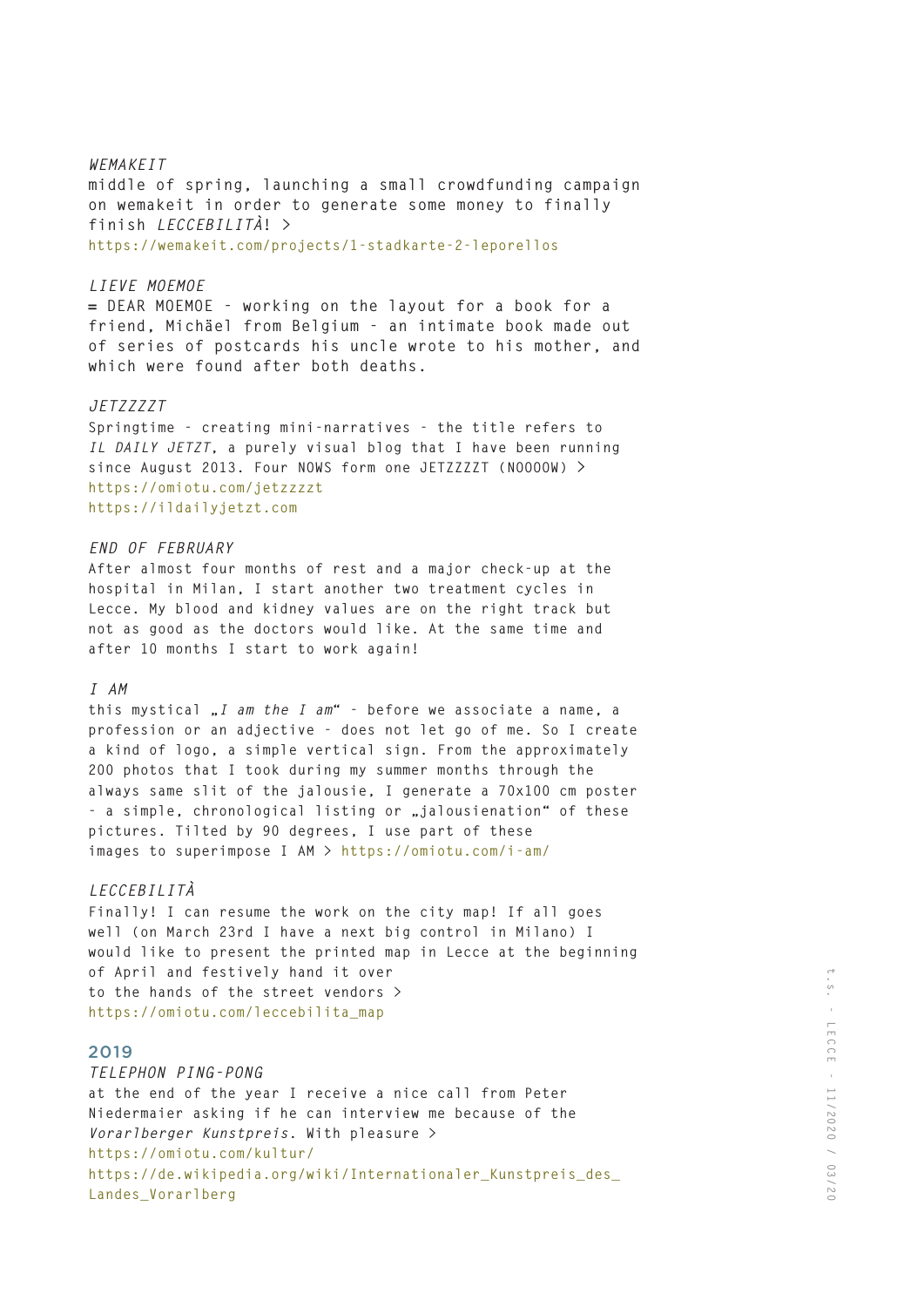*WEMAKEIT*
middle of spring, launching a small crowdfunding campaign on wemakeit in order to generate some money to finally finish *LECCEBILITÀ*! > https://wemakeit.com/projects/1-stadkarte-2-leporellos

*LIEVE MOEMOE*
= DEAR MOEMOE - working on the layout for a book for a friend, Michäel from Belgium - an intimate book made out of series of postcards his uncle wrote to his mother, and which were found after both deaths.

*JETZZZZT*
Springtime - creating mini-narratives - the title refers to *IL DAILY JETZT*, a purely visual blog that I have been running since August 2013. Four NOWS form one JETZZZZT (NOOOOW) >
https://omiotu.com/jetzzzzt
https://ildailyjetzt.com

*END OF FEBRUARY*
After almost four months of rest and a major check-up at the hospital in Milan, I start another two treatment cycles in Lecce. My blood and kidney values are on the right track but not as good as the doctors would like. At the same time and after 10 months I start to work again!

*I AM*
this mystical „*I am the I am*“ - before we associate a name, a profession or an adjective - does not let go of me. So I create a kind of logo, a simple vertical sign. From the approximately 200 photos that I took during my summer months through the always same slit of the jalousie, I generate a 70x100 cm poster - a simple, chronological listing or „jalousienation“ of these pictures. Tilted by 90 degrees, I use part of these images to superimpose I AM > https://omiotu.com/i-am/

*LECCEBILITÀ*
Finally! I can resume the work on the city map! If all goes well (on March 23rd I have a next big control in Milano) I would like to present the printed map in Lecce at the beginning of April and festively hand it over
to the hands of the street vendors >
https://omiotu.com/leccebilita_map

## 2019

*TELEPHON PING-PONG*
at the end of the year I receive a nice call from Peter Niedermaier asking if he can interview me because of the *Vorarlberger Kunstpreis*. With pleasure >
https://omiotu.com/kultur/
https://de.wikipedia.org/wiki/Internationaler_Kunstpreis_des_Landes_Vorarlberg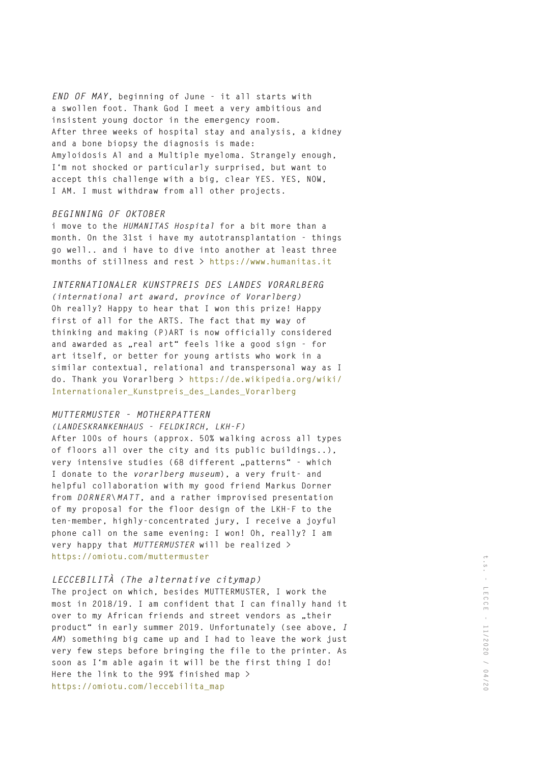*END OF MAY*, beginning of June – it all starts with a swollen foot. Thank God I meet a very ambitious and insistent young doctor in the emergency room. After three weeks of hospital stay and analysis, a kidney and a bone biopsy the diagnosis is made: Amyloidosis Al and a Multiple myeloma. Strangely enough, I'm not shocked or particularly surprised, but want to accept this challenge with a big, clear YES. YES, NOW, I AM. I must withdraw from all other projects.

*BEGINNING OF OKTOBER*
i move to the *HUMANITAS Hospital* for a bit more than a month. On the 31st i have my autotransplantation – things go well.. and i have to dive into another at least three months of stillness and rest > https://www.humanitas.it

*INTERNATIONALER KUNSTPREIS DES LANDES VORARLBERG*
*(international art award, province of Vorarlberg)*
Oh really? Happy to hear that I won this prize! Happy first of all for the ARTS. The fact that my way of thinking and making (P)ART is now officially considered and awarded as „real art" feels like a good sign – for art itself, or better for young artists who work in a similar contextual, relational and transpersonal way as I do. Thank you Vorarlberg > https://de.wikipedia.org/wiki/Internationaler_Kunstpreis_des_Landes_Vorarlberg

*MUTTERMUSTER – MOTHERPATTERN*
*(LANDESKRANKENHAUS – FELDKIRCH, LKH-F)*
After 100s of hours (approx. 50% walking across all types of floors all over the city and its public buildings..), very intensive studies (68 different „patterns" – which I donate to the *vorarlberg museum*), a very fruit- and helpful collaboration with my good friend Markus Dorner from *DORNER\MATT*, and a rather improvised presentation of my proposal for the floor design of the LKH-F to the ten-member, highly-concentrated jury, I receive a joyful phone call on the same evening: I won! Oh, really? I am very happy that *MUTTERMUSTER* will be realized > https://omiotu.com/muttermuster

*LECCEBILITÀ (The alternative citymap)*
The project on which, besides MUTTERMUSTER, I work the most in 2018/19. I am confident that I can finally hand it over to my African friends and street vendors as „their product" in early summer 2019. Unfortunately (see above, *I AM*) something big came up and I had to leave the work just very few steps before bringing the file to the printer. As soon as I'm able again it will be the first thing I do! Here the link to the 99% finished map > https://omiotu.com/leccebilita_map

t.s. – LECCE – 11/2020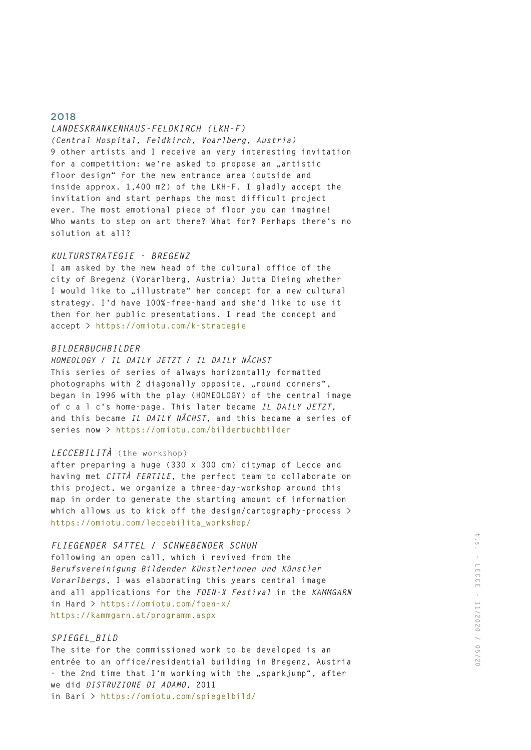## 2018

*LANDESKRANKENHAUS-FELDKIRCH (LKH-F)*
*(Central Hospital, Feldkirch, Voarlberg, Austria)*
9 other artists and I receive an very interesting invitation for a competition: we‘re asked to propose an „artistic floor design“ for the new entrance area (outside and inside approx. 1,400 m2) of the LKH-F. I gladly accept the invitation and start perhaps the most difficult project ever. The most emotional piece of floor you can imagine! Who wants to step on art there? What for? Perhaps there‘s no solution at all?

*KULTURSTRATEGIE - BREGENZ*
I am asked by the new head of the cultural office of the city of Bregenz (Vorarlberg, Austria) Jutta Dieing whether I would like to „illustrate“ her concept for a new cultural strategy. I‘d have 100%-free-hand and she‘d like to use it then for her public presentations. I read the concept and accept > https://omiotu.com/k-strategie

*BILDERBUCHBILDER*
*HOMEOLOGY / IL DAILY JETZT / IL DAILY NÄCHST*
This series of series of always horizontally formatted photographs with 2 diagonally opposite, „round corners“, began in 1996 with the play (HOMEOLOGY) of the central image of c a l c‘s home-page. This later became *IL DAILY JETZT*, and this became *IL DAILY NÄCHST*, and this became a series of series now > https://omiotu.com/bilderbuchbilder

*LECCEBILITÀ* (the workshop)
after preparing a huge (330 x 300 cm) citymap of Lecce and having met *CITTÀ FERTILE*, the perfect team to collaborate on this project, we organize a three-day-workshop around this map in order to generate the starting amount of information which allows us to kick off the design/cartography-process > https://omiotu.com/leccebilita_workshop/

*FLIEGENDER SATTEL / SCHWEBENDER SCHUH*
following an open call, which i revived from the *Berufsvereinigung Bildender Künstlerinnen und Künstler Vorarlbergs*, I was elaborating this years central image and all applications for the *FOEN-X Festival* in the *KAMMGARN* in Hard > https://omiotu.com/foen-x/
https://kammgarn.at/programm.aspx

*SPIEGEL_BILD*
The site for the commissioned work to be developed is an entrée to an office/residential building in Bregenz, Austria - the 2nd time that I‘m working with the „sparkjump“, after we did *DISTRUZIONE DI ADAMO*, 2011
in Bari > https://omiotu.com/spiegelbild/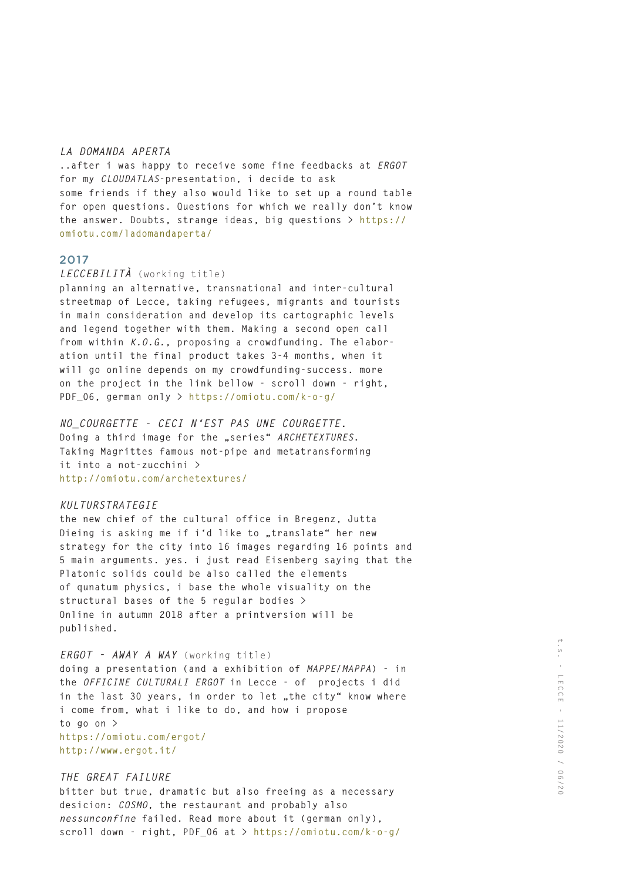*LA DOMANDA APERTA*
..after i was happy to receive some fine feedbacks at *ERGOT* for my *CLOUDATLAS*-presentation, i decide to ask some friends if they also would like to set up a round table for open questions. Questions for which we really don't know the answer. Doubts, strange ideas, big questions > https://omiotu.com/ladomandaperta/

## 2017

*LECCEBILITÀ* (working title)
planning an alternative, transnational and inter-cultural streetmap of Lecce, taking refugees, migrants and tourists in main consideration and develop its cartographic levels and legend together with them. Making a second open call from within *K.O.G.*, proposing a crowdfunding. The elaboration until the final product takes 3-4 months, when it will go online depends on my crowdfunding-success. more on the project in the link bellow - scroll down - right, PDF_06, german only > https://omiotu.com/k-o-g/

*NO_COURGETTE – CECI N'EST PAS UNE COURGETTE.*
Doing a third image for the „series" *ARCHETEXTURES*. Taking Magrittes famous not-pipe and metatransforming it into a not-zucchini >
http://omiotu.com/archetextures/

*KULTURSTRATEGIE*
the new chief of the cultural office in Bregenz, Jutta Dieing is asking me if i'd like to „translate" her new strategy for the city into 16 images regarding 16 points and 5 main arguments. yes. i just read Eisenberg saying that the Platonic solids could be also called the elements of qunatum physics, i base the whole visuality on the structural bases of the 5 regular bodies >
Online in autumn 2018 after a printversion will be published.

*ERGOT – AWAY A WAY* (working title)
doing a presentation (and a exhibition of *MAPPE/MAPPA*) - in the *OFFICINE CULTURALI ERGOT* in Lecce - of projects i did in the last 30 years, in order to let „the city" know where i come from, what i like to do, and how i propose to go on >
https://omiotu.com/ergot/
http://www.ergot.it/

*THE GREAT FAILURE*
bitter but true, dramatic but also freeing as a necessary desicion: *COSMO*, the restaurant and probably also *nessunconfine* failed. Read more about it (german only), scroll down - right, PDF_06 at > https://omiotu.com/k-o-g/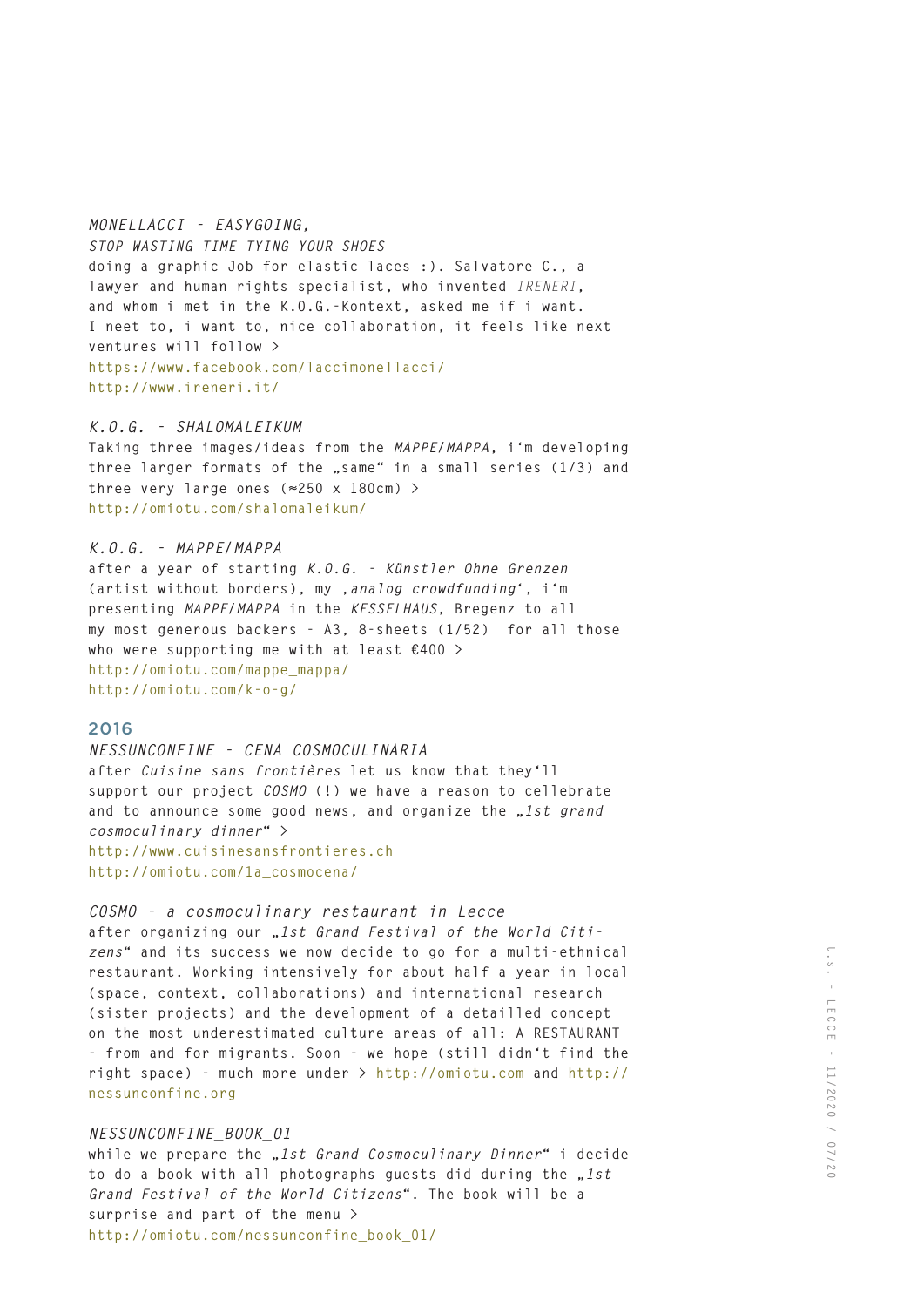*MONELLACCI – EASYGOING,*
*STOP WASTING TIME TYING YOUR SHOES*
doing a graphic Job for elastic laces :). Salvatore C., a lawyer and human rights specialist, who invented *IRENERI*, and whom i met in the K.O.G.-Kontext, asked me if i want. I neet to, i want to, nice collaboration, it feels like next ventures will follow >
https://www.facebook.com/laccimonellacci/
http://www.ireneri.it/

*K.O.G. – SHALOMALEIKUM*
Taking three images/ideas from the *MAPPE/MAPPA*, i'm developing three larger formats of the „same" in a small series (1/3) and three very large ones (≈250 x 180cm) >
http://omiotu.com/shalomaleikum/

*K.O.G. – MAPPE/MAPPA*
after a year of starting *K.O.G. – Künstler Ohne Grenzen* (artist without borders), my ‚*analog crowdfunding*', i'm presenting *MAPPE/MAPPA* in the *KESSELHAUS*, Bregenz to all my most generous backers – A3, 8-sheets (1/52) for all those who were supporting me with at least €400 >
http://omiotu.com/mappe_mappa/
http://omiotu.com/k-o-g/

## 2016

*NESSUNCONFINE – CENA COSMOCULINARIA*
after *Cuisine sans frontières* let us know that they'll support our project *COSMO* (!) we have a reason to cellebrate and to announce some good news, and organize the *„1st grand cosmoculinary dinner"* >
http://www.cuisinesansfrontieres.ch
http://omiotu.com/1a_cosmocena/

*COSMO – a cosmoculinary restaurant in Lecce*
after organizing our *„1st Grand Festival of the World Citizens"* and its success we now decide to go for a multi-ethnical restaurant. Working intensively for about half a year in local (space, context, collaborations) and international research (sister projects) and the development of a detailled concept on the most underestimated culture areas of all: A RESTAURANT – from and for migrants. Soon – we hope (still didn't find the right space) – much more under > http://omiotu.com and http://nessunconfine.org

*NESSUNCONFINE_BOOK_01*
while we prepare the *„1st Grand Cosmoculinary Dinner"* i decide to do a book with all photographs guests did during the *„1st Grand Festival of the World Citizens"*. The book will be a surprise and part of the menu >
http://omiotu.com/nessunconfine_book_01/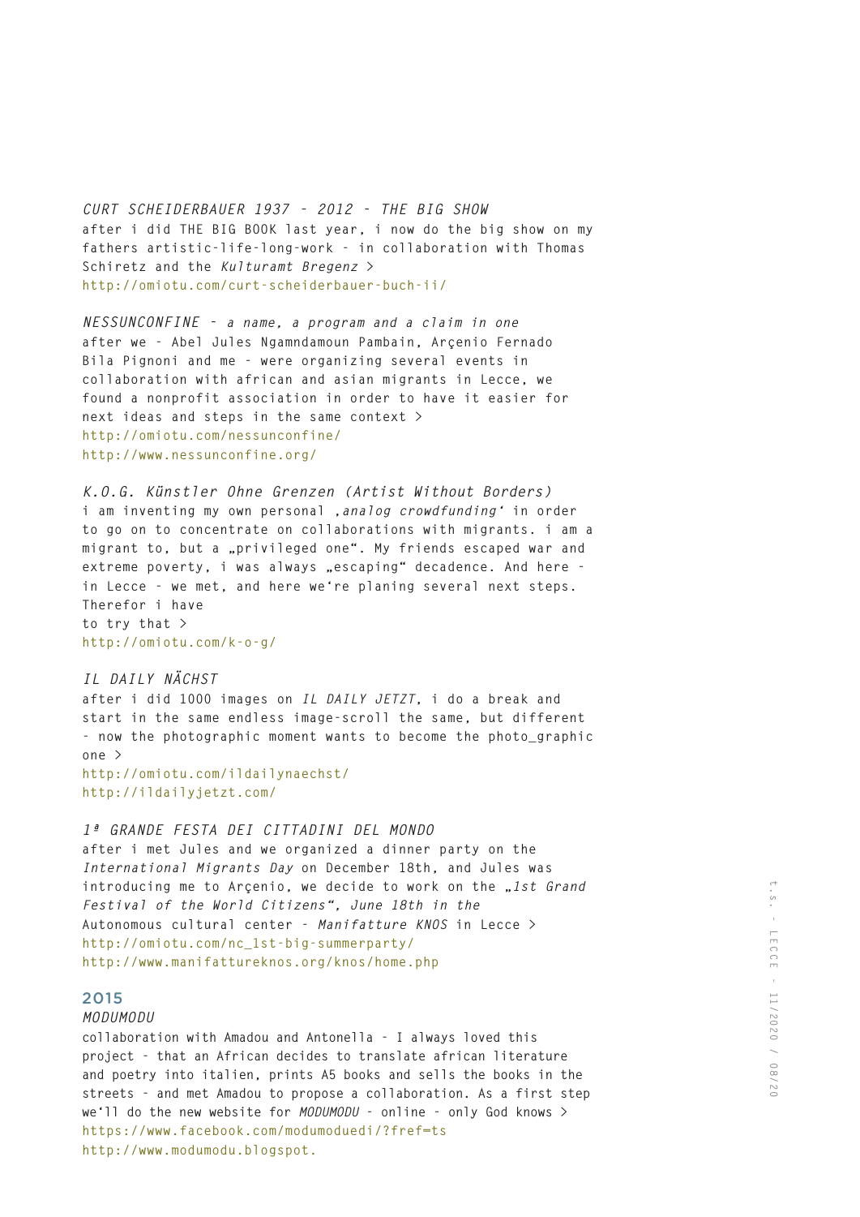*CURT SCHEIDERBAUER 1937 - 2012 - THE BIG SHOW*
after i did THE BIG BOOK last year, i now do the big show on my fathers artistic-life-long-work - in collaboration with Thomas Schiretz and the *Kulturamt Bregenz* >
http://omiotu.com/curt-scheiderbauer-buch-ii/

*NESSUNCONFINE - a name, a program and a claim in one*
after we - Abel Jules Ngamndamoun Pambain, Arçenio Fernado Bila Pignoni and me - were organizing several events in collaboration with african and asian migrants in Lecce, we found a nonprofit association in order to have it easier for next ideas and steps in the same context >
http://omiotu.com/nessunconfine/
http://www.nessunconfine.org/

*K.O.G. Künstler Ohne Grenzen (Artist Without Borders)*
i am inventing my own personal ‚*analog crowdfunding*‘ in order to go on to concentrate on collaborations with migrants. i am a migrant to, but a „privileged one“. My friends escaped war and extreme poverty, i was always „escaping“ decadence. And here - in Lecce - we met, and here we‘re planing several next steps. Therefor i have
to try that >
http://omiotu.com/k-o-g/

*IL DAILY NÄCHST*
after i did 1000 images on *IL DAILY JETZT*, i do a break and start in the same endless image-scroll the same, but different - now the photographic moment wants to become the photo_graphic one >
http://omiotu.com/ildailynaechst/
http://ildailyjetzt.com/

*1ª GRANDE FESTA DEI CITTADINI DEL MONDO*
after i met Jules and we organized a dinner party on the *International Migrants Day* on December 18th, and Jules was introducing me to Arçenio, we decide to work on the *„1st Grand Festival of the World Citizens“, June 18th in the*
Autonomous cultural center - *Manifatture KNOS* in Lecce >
http://omiotu.com/nc_1st-big-summerparty/
http://www.manifattureknos.org/knos/home.php

## 2015

*MODUMODU*
collaboration with Amadou and Antonella - I always loved this project - that an African decides to translate african literature and poetry into italien, prints A5 books and sells the books in the streets - and met Amadou to propose a collaboration. As a first step we‘ll do the new website for *MODUMODU* - online - only God knows >
https://www.facebook.com/modumoduedi/?fref=ts
http://www.modumodu.blogspot.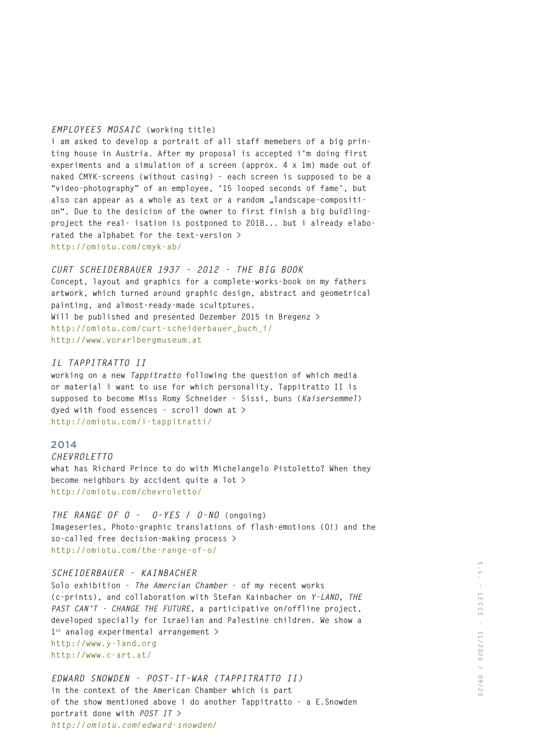*EMPLOYEES MOSAIC* (working title)
i am asked to develop a portrait of all staff memebers of a big printing house in Austria. After my proposal is accepted i'm doing first experiments and a simulation of a screen (approx. 4 x 1m) made out of naked CMYK-screens (without casing) - each screen is supposed to be a "video-photography" of an employee, '15 looped seconds of fame', but also can appear as a whole as text or a random „landscape-composition". Due to the desicion of the owner to first finish a big buidling-project the real- isation is postponed to 2018... but i already elaborated the alphabet for the text-version >
http://omiotu.com/cmyk-ab/

*CURT SCHEIDERBAUER 1937 - 2012 - THE BIG BOOK*
Concept, layout and graphics for a complete-works-book on my fathers artwork, which turned around graphic design, abstract and geometrical painting, and almost-ready-made scultptures.
Will be published and presented Dezember 2015 in Bregenz >
http://omiotu.com/curt-scheiderbauer_buch_i/
http://www.vorarlbergmuseum.at

*IL TAPPITRATTO II*
working on a new *Tappitratto* following the question of which media or material i want to use for which personality. Tappitratto II is supposed to become Miss Romy Schneider - Sissi, buns (*Kaisersemmel*) dyed with food essences - scroll down at >
http://omiotu.com/i-tappitratti/

## 2014

*CHEVROLETTO*
what has Richard Prince to do with Michelangelo Pistoletto? When they become neighbors by accident quite a lot >
http://omiotu.com/chevroletto/

*THE RANGE OF O - O-YES / O-NO* (ongoing)
Imageseries, Photo-graphic translations of flash-emotions (O!) and the so-called free decision-making process >
http://omiotu.com/the-range-of-o/

*SCHEIDERBAUER - KAINBACHER*
Solo exhibition - *The Amercian Chamber* - of my recent works (c-prints), and collaboration with Stefan Kainbacher on *Y-LAND*, *THE PAST CAN'T - CHANGE THE FUTURE*, a participative on/offline project, developed specially for Israelian and Palestine children. We show a 1st analog experimental arrangement >
http://www.y-land.org
http://www.c-art.at/

*EDWARD SNOWDEN - POST-IT-WAR (TAPPITRATTO II)*
in the context of the American Chamber which is part of the show mentioned above i do another Tappitratto - a E.Snowden portrait done with *POST IT* >
*http://omiotu.com/edward-snowden/*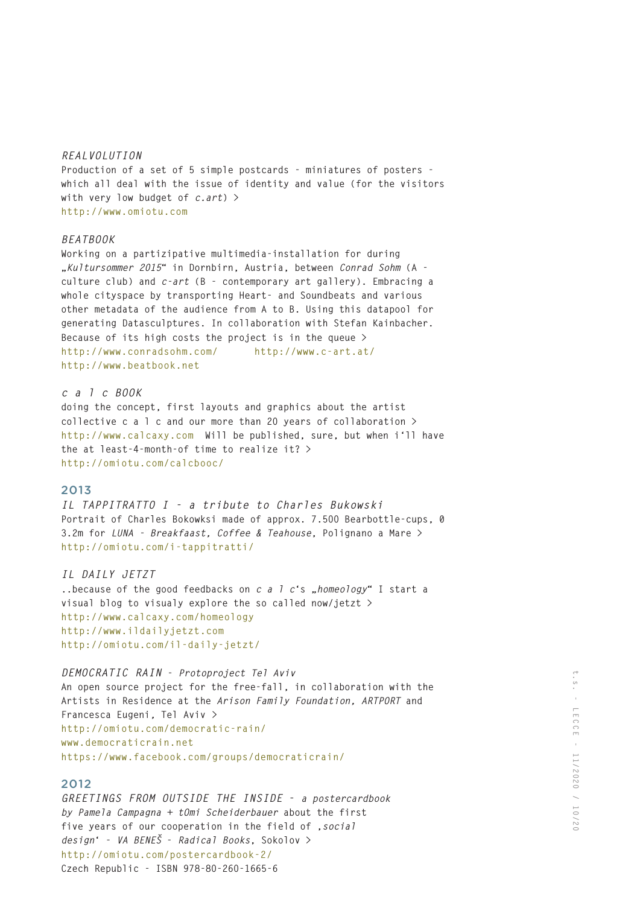*REALVOLUTION*
Production of a set of 5 simple postcards - miniatures of posters - which all deal with the issue of identity and value (for the visitors with very low budget of *c.art*) >
http://www.omiotu.com

*BEATBOOK*
Working on a partizipative multimedia-installation for during „*Kultursommer 2015*“ in Dornbirn, Austria, between *Conrad Sohm* (A - culture club) and *c-art* (B - contemporary art gallery). Embracing a whole cityspace by transporting Heart- and Soundbeats and various other metadata of the audience from A to B. Using this datapool for generating Datasculptures. In collaboration with Stefan Kainbacher. Because of its high costs the project is in the queue >
http://www.conradsohm.com/ http://www.c-art.at/
http://www.beatbook.net

*c a l c BOOK*
doing the concept, first layouts and graphics about the artist collective c a l c and our more than 20 years of collaboration >
http://www.calcaxy.com Will be published, sure, but when i'll have the at least-4-month-of time to realize it? >
http://omiotu.com/calcbooc/

## 2013

*IL TAPPITRATTO I - a tribute to Charles Bukowski*
Portrait of Charles Bokowksi made of approx. 7.500 Bearbottle-cups, 0 3.2m for *LUNA - Breakfaast, Coffee & Teahouse*, Polignano a Mare >
http://omiotu.com/i-tappitratti/

*IL DAILY JETZT*
..because of the good feedbacks on *c a l c*'s „*homeology*“ I start a visual blog to visualy explore the so called now/jetzt >
http://www.calcaxy.com/homeology
http://www.ildailyjetzt.com
http://omiotu.com/il-daily-jetzt/

*DEMOCRATIC RAIN - Protoproject Tel Aviv*
An open source project for the free-fall, in collaboration with the Artists in Residence at the *Arison Family Foundation, ARTPORT* and Francesca Eugeni, Tel Aviv >
http://omiotu.com/democratic-rain/
www.democraticrain.net
https://www.facebook.com/groups/democraticrain/

## 2012

*GREETINGS FROM OUTSIDE THE INSIDE - a postercardbook by Pamela Campagna + tOmi Scheiderbauer* about the first five years of our cooperation in the field of ‚*social design*‘ - *VA BENEŠ - Radical Books*, Sokolov >
http://omiotu.com/postercardbook-2/
Czech Republic - ISBN 978-80-260-1665-6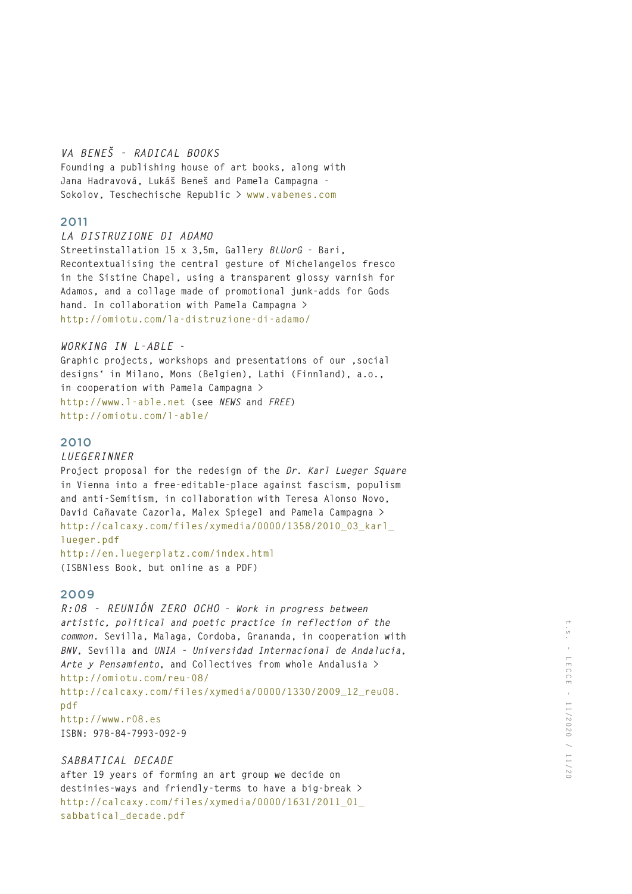*VA BENEŠ - RADICAL BOOKS*
Founding a publishing house of art books, along with Jana Hadravová, Lukáš Beneš and Pamela Campagna - Sokolov, Teschechische Republic > www.vabenes.com

## 2011

*LA DISTRUZIONE DI ADAMO*
Streetinstallation 15 x 3,5m, Gallery *BLUorG* - Bari, Recontextualising the central gesture of Michelangelos fresco in the Sistine Chapel, using a transparent glossy varnish for Adamos, and a collage made of promotional junk-adds for Gods hand. In collaboration with Pamela Campagna >
http://omiotu.com/la-distruzione-di-adamo/

*WORKING IN L-ABLE -*
Graphic projects, workshops and presentations of our ,social designs‘ in Milano, Mons (Belgien), Lathi (Finnland), a.o., in cooperation with Pamela Campagna >
http://www.l-able.net (see *NEWS* and *FREE*)
http://omiotu.com/l-able/

## 2010

*LUEGERINNER*
Project proposal for the redesign of the *Dr. Karl Lueger Square* in Vienna into a free-editable-place against fascism, populism and anti-Semitism, in collaboration with Teresa Alonso Novo, David Cañavate Cazorla, Malex Spiegel and Pamela Campagna >
http://calcaxy.com/files/xymedia/0000/1358/2010_03_karl_lueger.pdf
http://en.luegerplatz.com/index.html
(ISBNless Book, but online as a PDF)

## 2009

*R:08 - REUNIÓN ZERO OCHO - Work in progress between artistic, political and poetic practice in reflection of the common.* Sevilla, Malaga, Cordoba, Grananda, in cooperation with *BNV*, Sevilla and *UNIA - Universidad Internacional de Andalucia, Arte y Pensamiento*, and Collectives from whole Andalusia >
http://omiotu.com/reu-08/
http://calcaxy.com/files/xymedia/0000/1330/2009_12_reu08.pdf
http://www.r08.es
ISBN: 978-84-7993-092-9

*SABBATICAL DECADE*
after 19 years of forming an art group we decide on destinies-ways and friendly-terms to have a big-break >
http://calcaxy.com/files/xymedia/0000/1631/2011_01_sabbatical_decade.pdf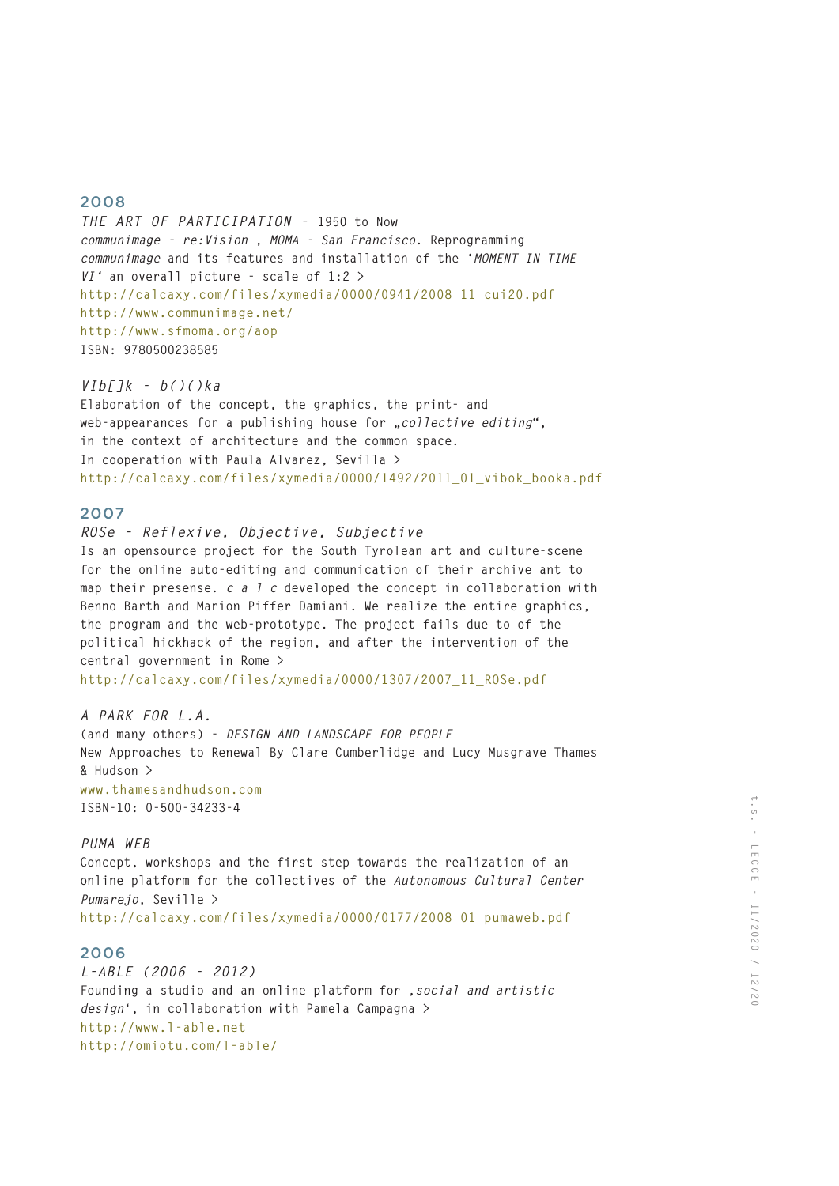## 2008

*THE ART OF PARTICIPATION* – 1950 to Now
*communimage – re:Vision , MOMA – San Francisco.* Reprogramming *communimage* and its features and installation of the '*MOMENT IN TIME VI*' an overall picture – scale of 1:2 >
http://calcaxy.com/files/xymedia/0000/0941/2008_11_cui20.pdf
http://www.communimage.net/
http://www.sfmoma.org/aop
ISBN: 9780500238585

*VIb[]k – b()()ka*
Elaboration of the concept, the graphics, the print- and web-appearances for a publishing house for „*collective editing*", in the context of architecture and the common space.
In cooperation with Paula Alvarez, Sevilla >
http://calcaxy.com/files/xymedia/0000/1492/2011_01_vibok_booka.pdf

## 2007

*ROSe – Reflexive, Objective, Subjective*
Is an opensource project for the South Tyrolean art and culture-scene for the online auto-editing and communication of their archive ant to map their presense. *c a l c* developed the concept in collaboration with Benno Barth and Marion Piffer Damiani. We realize the entire graphics, the program and the web-prototype. The project fails due to of the political hickhack of the region, and after the intervention of the central government in Rome >
http://calcaxy.com/files/xymedia/0000/1307/2007_11_ROSe.pdf

*A PARK FOR L.A.*
(and many others) – *DESIGN AND LANDSCAPE FOR PEOPLE*
New Approaches to Renewal By Clare Cumberlidge and Lucy Musgrave Thames & Hudson >
www.thamesandhudson.com
ISBN-10: 0-500-34233-4

*PUMA WEB*
Concept, workshops and the first step towards the realization of an online platform for the collectives of the *Autonomous Cultural Center Pumarejo*, Seville >
http://calcaxy.com/files/xymedia/0000/0177/2008_01_pumaweb.pdf

## 2006

*L-ABLE (2006 – 2012)*
Founding a studio and an online platform for ‚*social and artistic design*', in collaboration with Pamela Campagna >
http://www.l-able.net
http://omiotu.com/l-able/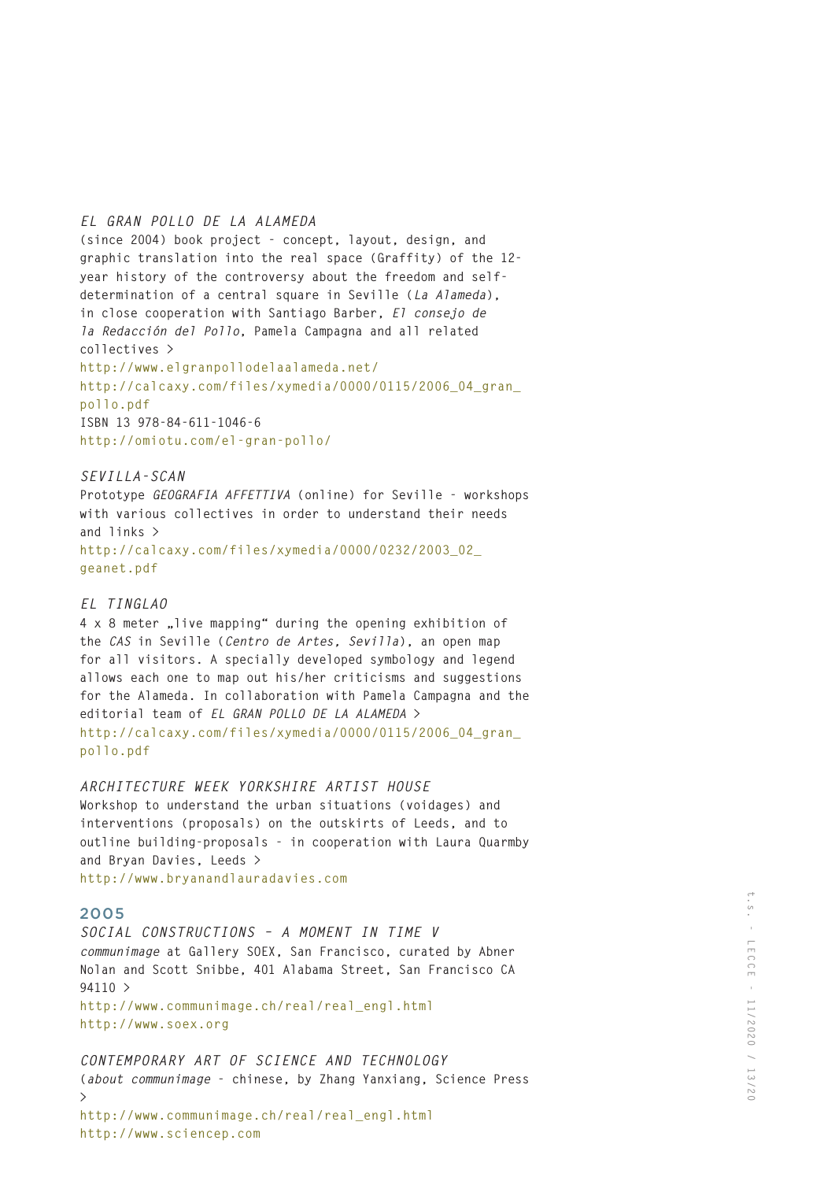*EL GRAN POLLO DE LA ALAMEDA*
(since 2004) book project – concept, layout, design, and graphic translation into the real space (Graffity) of the 12-year history of the controversy about the freedom and self-determination of a central square in Seville (*La Alameda*), in close cooperation with Santiago Barber, *El consejo de la Redacción del Pollo*, Pamela Campagna and all related collectives >
http://www.elgranpollodelaalameda.net/
http://calcaxy.com/files/xymedia/0000/0115/2006_04_gran_pollo.pdf
ISBN 13 978-84-611-1046-6
http://omiotu.com/el-gran-pollo/

*SEVILLA-SCAN*
Prototype *GEOGRAFIA AFFETTIVA* (online) for Seville – workshops with various collectives in order to understand their needs and links >
http://calcaxy.com/files/xymedia/0000/0232/2003_02_geanet.pdf

*EL TINGLAO*
4 x 8 meter „live mapping“ during the opening exhibition of the *CAS* in Seville (*Centro de Artes, Sevilla*), an open map for all visitors. A specially developed symbology and legend allows each one to map out his/her criticisms and suggestions for the Alameda. In collaboration with Pamela Campagna and the editorial team of *EL GRAN POLLO DE LA ALAMEDA* >
http://calcaxy.com/files/xymedia/0000/0115/2006_04_gran_pollo.pdf

*ARCHITECTURE WEEK YORKSHIRE ARTIST HOUSE*
Workshop to understand the urban situations (voidages) and interventions (proposals) on the outskirts of Leeds, and to outline building-proposals – in cooperation with Laura Quarmby and Bryan Davies, Leeds >
http://www.bryanandlauradavies.com

## 2005

*SOCIAL CONSTRUCTIONS – A MOMENT IN TIME V*
*communimage* at Gallery SOEX, San Francisco, curated by Abner Nolan and Scott Snibbe, 401 Alabama Street, San Francisco CA 94110 >
http://www.communimage.ch/real/real_engl.html
http://www.soex.org

*CONTEMPORARY ART OF SCIENCE AND TECHNOLOGY*
(*about communimage* – chinese, by Zhang Yanxiang, Science Press >
http://www.communimage.ch/real/real_engl.html
http://www.sciencep.com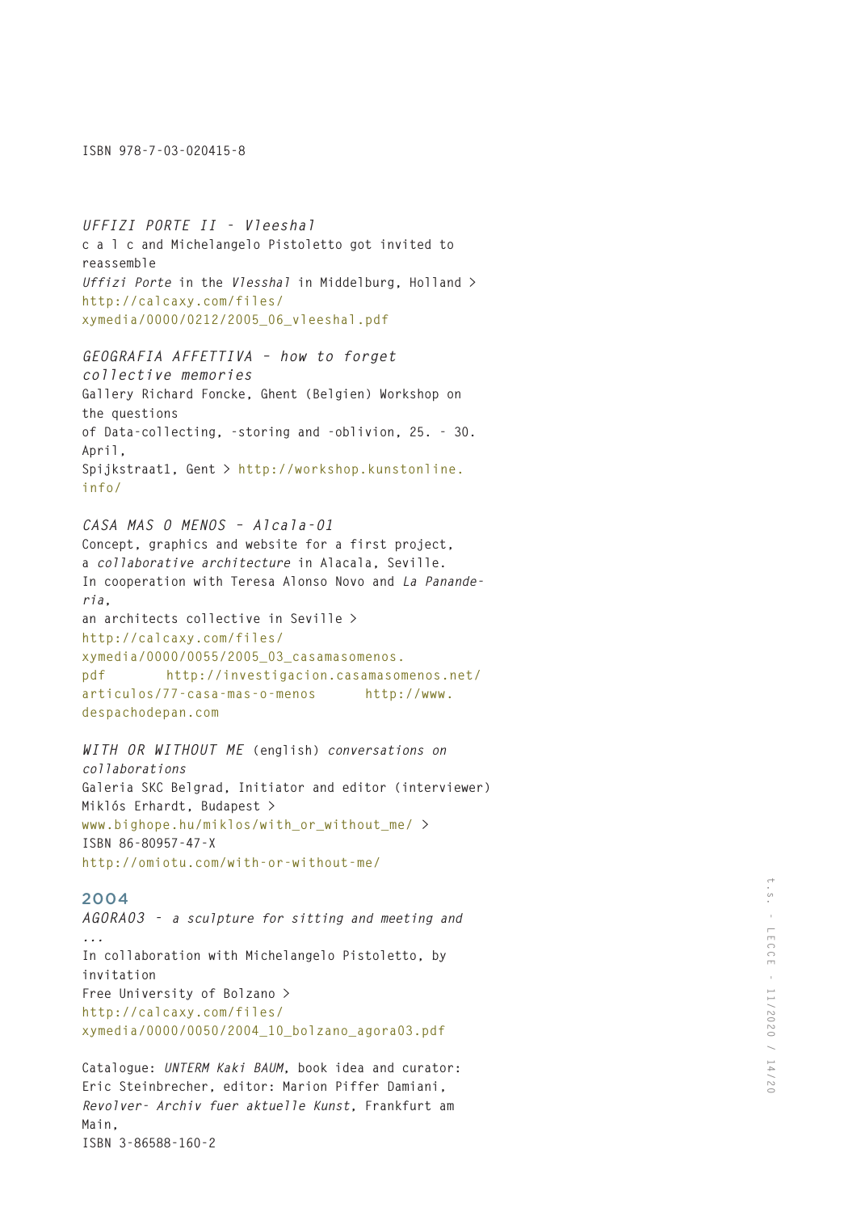ISBN 978-7-03-020415-8

*UFFIZI PORTE II - Vleeshal*
c a l c and Michelangelo Pistoletto got invited to reassemble
*Uffizi Porte* in the *Vlesshal* in Middelburg, Holland > http://calcaxy.com/files/xymedia/0000/0212/2005_06_vleeshal.pdf

*GEOGRAFIA AFFETTIVA – how to forget collective memories*
Gallery Richard Foncke, Ghent (Belgien) Workshop on the questions
of Data-collecting, -storing and -oblivion, 25. – 30. April,
Spijkstraat1, Gent > http://workshop.kunstonline.info/

*CASA MAS O MENOS – Alcala-01*
Concept, graphics and website for a first project,
a *collaborative architecture* in Alacala, Seville.
In cooperation with Teresa Alonso Novo and *La Panande-ria*,
an architects collective in Seville >
http://calcaxy.com/files/xymedia/0000/0055/2005_03_casamasomenos.pdf http://investigacion.casamasomenos.net/articulos/77-casa-mas-o-menos http://www.despachodepan.com

*WITH OR WITHOUT ME* (english) *conversations on collaborations*
Galeria SKC Belgrad, Initiator and editor (interviewer)
Miklós Erhardt, Budapest >
www.bighope.hu/miklos/with_or_without_me/ >
ISBN 86-80957-47-X
http://omiotu.com/with-or-without-me/

## 2004

*AGORA03 – a sculpture for sitting and meeting and ...*
In collaboration with Michelangelo Pistoletto, by invitation
Free University of Bolzano >
http://calcaxy.com/files/xymedia/0000/0050/2004_10_bolzano_agora03.pdf

Catalogue: *UNTERM Kaki BAUM*, book idea and curator:
Eric Steinbrecher, editor: Marion Piffer Damiani,
*Revolver- Archiv fuer aktuelle Kunst*, Frankfurt am Main,
ISBN 3-86588-160-2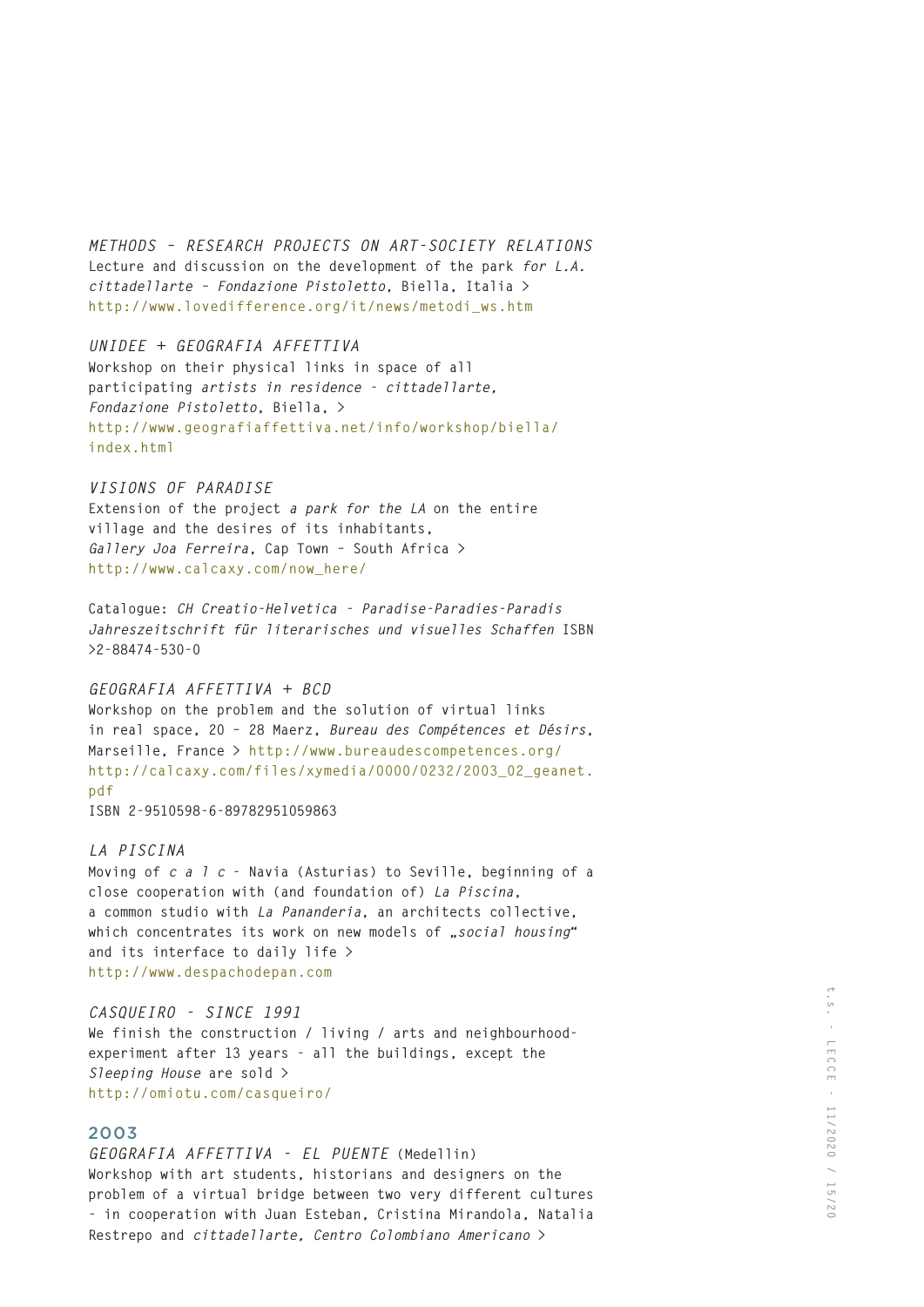*METHODS – RESEARCH PROJECTS ON ART-SOCIETY RELATIONS*
Lecture and discussion on the development of the park *for L.A.* *cittadellarte – Fondazione Pistoletto*, Biella, Italia > http://www.lovedifference.org/it/news/metodi_ws.htm

*UNIDEE + GEOGRAFIA AFFETTIVA*
Workshop on their physical links in space of all participating *artists in residence - cittadellarte, Fondazione Pistoletto*, Biella, > http://www.geografiaffettiva.net/info/workshop/biella/index.html

*VISIONS OF PARADISE*
Extension of the project *a park for the LA* on the entire village and the desires of its inhabitants, *Gallery Joa Ferreira*, Cap Town – South Africa > http://www.calcaxy.com/now_here/

Catalogue: *CH Creatio-Helvetica - Paradise-Paradies-Paradis Jahreszeitschrift für literarisches und visuelles Schaffen* ISBN >2-88474-530-0

*GEOGRAFIA AFFETTIVA + BCD*
Workshop on the problem and the solution of virtual links in real space, 20 – 28 Maerz, *Bureau des Compétences et Désirs*, Marseille, France > http://www.bureaudescompetences.org/ http://calcaxy.com/files/xymedia/0000/0232/2003_02_geanet.pdf
ISBN 2-9510598-6-89782951059863

*LA PISCINA*
Moving of *c a l c* - Navia (Asturias) to Seville, beginning of a close cooperation with (and foundation of) *La Piscina*, a common studio with *La Pananderia*, an architects collective, which concentrates its work on new models of „*social housing*" and its interface to daily life > http://www.despachodepan.com

*CASQUEIRO – SINCE 1991*
We finish the construction / living / arts and neighbourhood-experiment after 13 years - all the buildings, except the *Sleeping House* are sold > http://omiotu.com/casqueiro/

## 2003

*GEOGRAFIA AFFETTIVA - EL PUENTE* (Medellin)
Workshop with art students, historians and designers on the problem of a virtual bridge between two very different cultures - in cooperation with Juan Esteban, Cristina Mirandola, Natalia Restrepo and *cittadellarte, Centro Colombiano Americano* >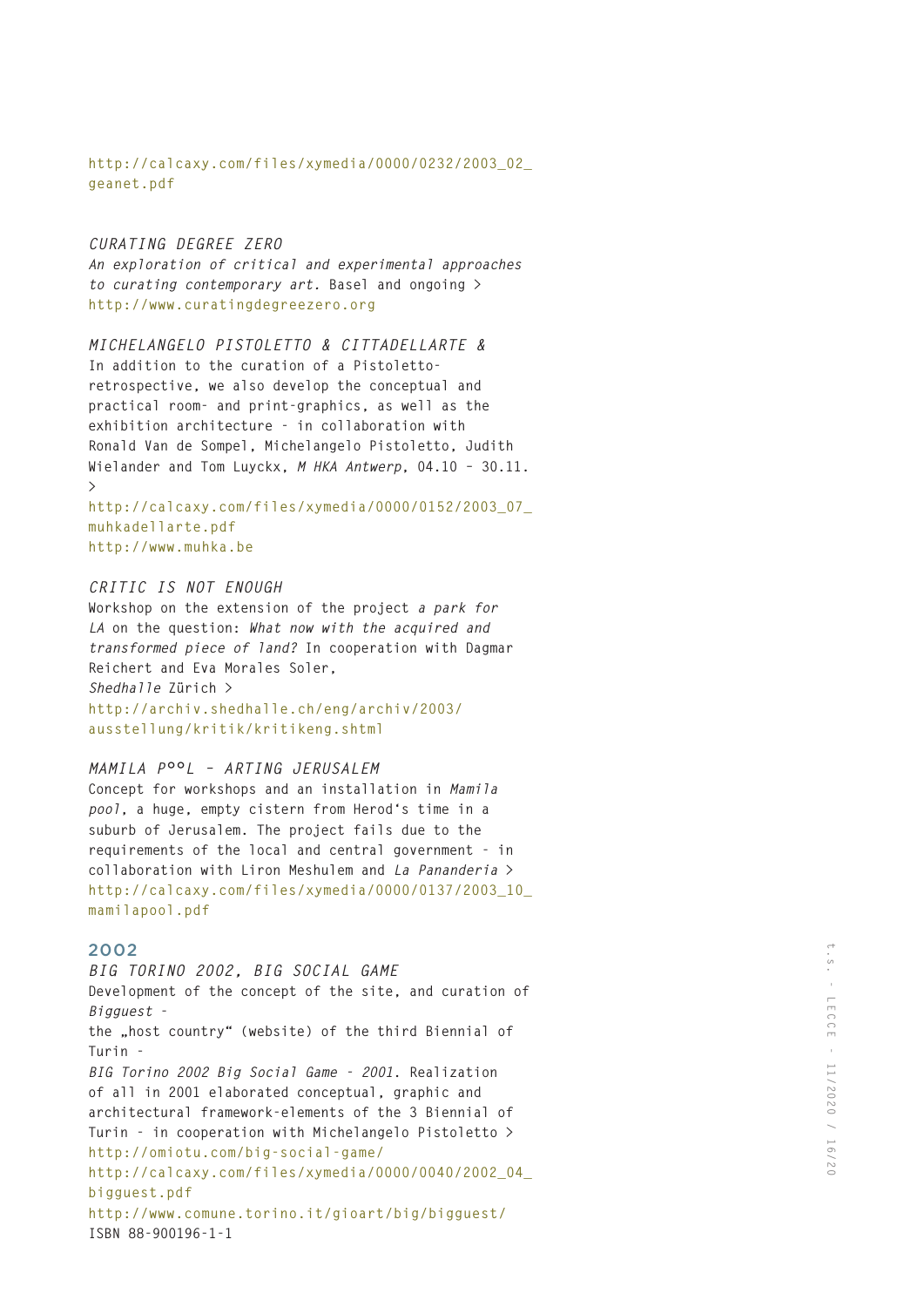http://calcaxy.com/files/xymedia/0000/0232/2003_02_geanet.pdf

*CURATING DEGREE ZERO*
*An exploration of critical and experimental approaches to curating contemporary art.* Basel and ongoing >
http://www.curatingdegreezero.org

*MICHELANGELO PISTOLETTO & CITTADELLARTE &*
In addition to the curation of a Pistoletto-retrospective, we also develop the conceptual and practical room- and print-graphics, as well as the exhibition architecture - in collaboration with Ronald Van de Sompel, Michelangelo Pistoletto, Judith Wielander and Tom Luyckx, *M HKA Antwerp*, 04.10 – 30.11. >
http://calcaxy.com/files/xymedia/0000/0152/2003_07_muhkadellarte.pdf
http://www.muhka.be

*CRITIC IS NOT ENOUGH*
Workshop on the extension of the project *a park for LA* on the question: *What now with the acquired and transformed piece of land?* In cooperation with Dagmar Reichert and Eva Morales Soler,
*Shedhalle* Zürich >
http://archiv.shedhalle.ch/eng/archiv/2003/ausstellung/kritik/kritikeng.shtml

*MAMILA P°°L – ARTING JERUSALEM*
Concept for workshops and an installation in *Mamila pool*, a huge, empty cistern from Herod's time in a suburb of Jerusalem. The project fails due to the requirements of the local and central government - in collaboration with Liron Meshulem and *La Pananderia* >
http://calcaxy.com/files/xymedia/0000/0137/2003_10_mamilapool.pdf

## 2002

*BIG TORINO 2002, BIG SOCIAL GAME*
Development of the concept of the site, and curation of *Bigguest* –
the „host country“ (website) of the third Biennial of Turin –
*BIG Torino 2002 Big Social Game - 2001.* Realization of all in 2001 elaborated conceptual, graphic and architectural framework-elements of the 3 Biennial of Turin - in cooperation with Michelangelo Pistoletto >
http://omiotu.com/big-social-game/
http://calcaxy.com/files/xymedia/0000/0040/2002_04_bigguest.pdf
http://www.comune.torino.it/gioart/big/bigguest/
ISBN 88-900196-1-1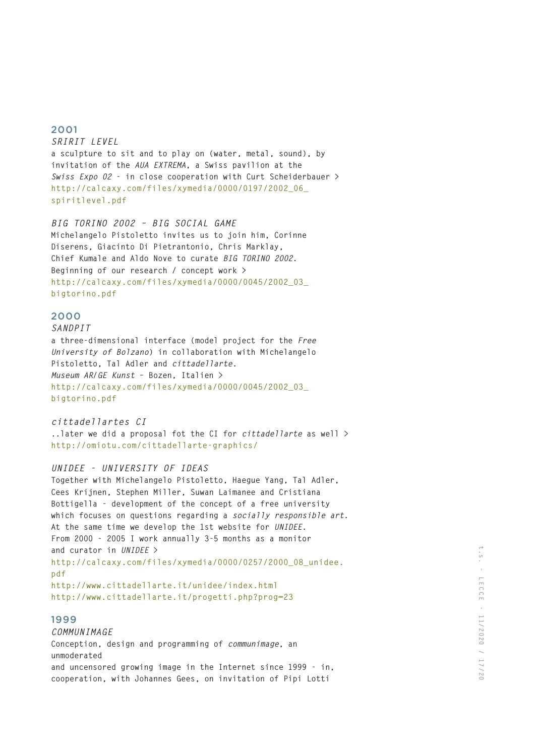## 2001

*SRIRIT LEVEL*
a sculpture to sit and to play on (water, metal, sound), by invitation of the *AUA EXTREMA*, a Swiss pavilion at the *Swiss Expo 02* – in close cooperation with Curt Scheiderbauer >
http://calcaxy.com/files/xymedia/0000/0197/2002_06_spiritlevel.pdf

*BIG TORINO 2002 – BIG SOCIAL GAME*
Michelangelo Pistoletto invites us to join him, Corinne Diserens, Giacinto Di Pietrantonio, Chris Marklay, Chief Kumale and Aldo Nove to curate *BIG TORINO 2002*. Beginning of our research / concept work >
http://calcaxy.com/files/xymedia/0000/0045/2002_03_bigtorino.pdf

## 2000

*SANDPIT*
a three-dimensional interface (model project for the *Free University of Bolzano*) in collaboration with Michelangelo Pistoletto, Tal Adler and *cittadellarte*.
*Museum AR/GE Kunst* – Bozen, Italien >
http://calcaxy.com/files/xymedia/0000/0045/2002_03_bigtorino.pdf

*cittadellartes CI*
..later we did a proposal fot the CI for *cittadellarte* as well >
http://omiotu.com/cittadellarte-graphics/

*UNIDEE – UNIVERSITY OF IDEAS*
Together with Michelangelo Pistoletto, Haegue Yang, Tal Adler, Cees Krijnen, Stephen Miller, Suwan Laimanee and Cristiana Bottigella - development of the concept of a free university which focuses on questions regarding a *socially responsible art*. At the same time we develop the 1st website for *UNIDEE*.
From 2000 - 2005 I work annually 3-5 months as a monitor and curator in *UNIDEE* >
http://calcaxy.com/files/xymedia/0000/0257/2000_08_unidee.pdf
http://www.cittadellarte.it/unidee/index.html
http://www.cittadellarte.it/progetti.php?prog=23

## 1999

*COMMUNIMAGE*
Conception, design and programming of *communimage*, an unmoderated
and uncensored growing image in the Internet since 1999 - in, cooperation, with Johannes Gees, on invitation of Pipi Lotti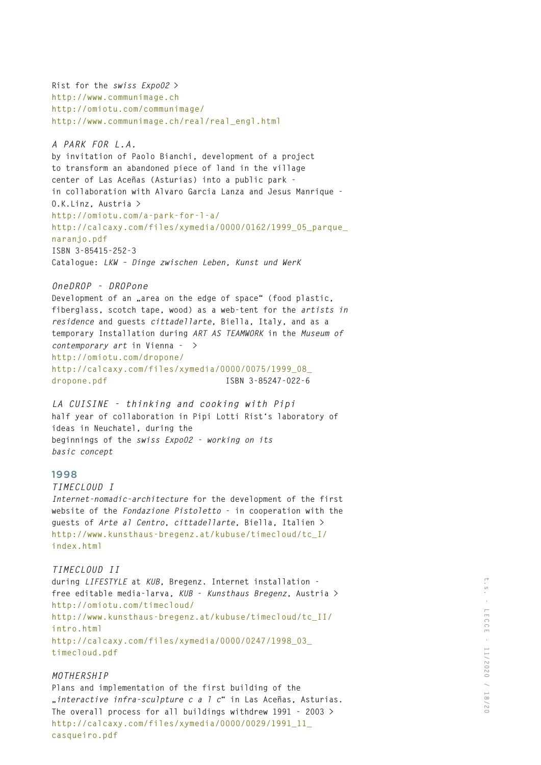Rist for the *swiss Expo02* >
http://www.communimage.ch
http://omiotu.com/communimage/
http://www.communimage.ch/real/real_engl.html

*A PARK FOR L.A.*
by invitation of Paolo Bianchi, development of a project to transform an abandoned piece of land in the village center of Las Aceñas (Asturias) into a public park - in collaboration with Alvaro Garcia Lanza and Jesus Manrique - O.K.Linz, Austria >
http://omiotu.com/a-park-for-l-a/
http://calcaxy.com/files/xymedia/0000/0162/1999_05_parque_naranjo.pdf
ISBN 3-85415-252-3
Catalogue: *LKW - Dinge zwischen Leben, Kunst und WerK*

*OneDROP - DROPone*
Development of an „area on the edge of space" (food plastic, fiberglass, scotch tape, wood) as a web-tent for the *artists in residence* and guests *cittadellarte*, Biella, Italy, and as a temporary Installation during *ART AS TEAMWORK* in the *Museum of contemporary art* in Vienna - >
http://omiotu.com/dropone/
http://calcaxy.com/files/xymedia/0000/0075/1999_08_dropone.pdf ISBN 3-85247-022-6

*LA CUISINE - thinking and cooking with Pipi*
half year of collaboration in Pipi Lotti Rist's laboratory of ideas in Neuchatel, during the beginnings of the *swiss Expo02 - working on its basic concept*

## 1998

*TIMECLOUD I*
*Internet-nomadic-architecture* for the development of the first website of the *Fondazione Pistoletto* - in cooperation with the guests of *Arte al Centro*, *cittadellarte*, Biella, Italien >
http://www.kunsthaus-bregenz.at/kubuse/timecloud/tc_I/index.html

*TIMECLOUD II*
during *LIFESTYLE* at *KUB*, Bregenz. Internet installation - free editable media-larva, *KUB - Kunsthaus Bregenz*, Austria >
http://omiotu.com/timecloud/
http://www.kunsthaus-bregenz.at/kubuse/timecloud/tc_II/intro.html
http://calcaxy.com/files/xymedia/0000/0247/1998_03_timecloud.pdf

*MOTHERSHIP*
Plans and implementation of the first building of the „*interactive infra-sculpture c a l c*" in Las Aceñas, Asturias. The overall process for all buildings withdrew 1991 - 2003 >
http://calcaxy.com/files/xymedia/0000/0029/1991_11_casqueiro.pdf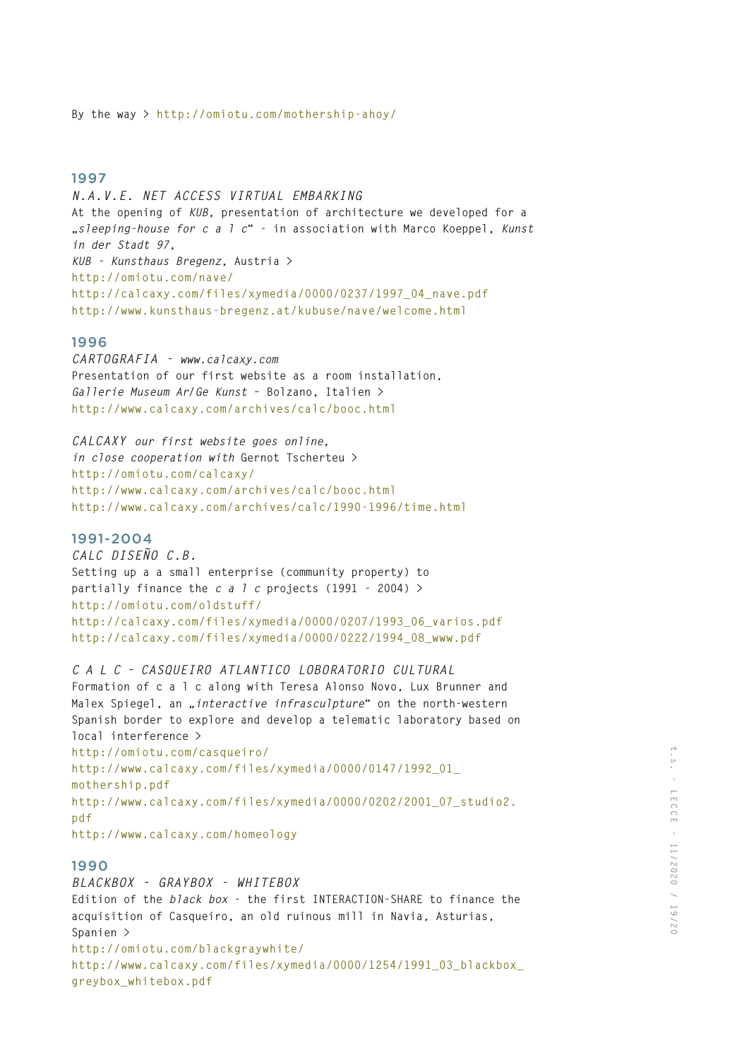By the way > http://omiotu.com/mothership-ahoy/

## 1997

*N.A.V.E. NET ACCESS VIRTUAL EMBARKING*
At the opening of *KUB*, presentation of architecture we developed for a „*sleeping-house for c a l c*“ - in association with Marco Koeppel, *Kunst in der Stadt 97*,
*KUB - Kunsthaus Bregenz*, Austria >
http://omiotu.com/nave/
http://calcaxy.com/files/xymedia/0000/0237/1997_04_nave.pdf
http://www.kunsthaus-bregenz.at/kubuse/nave/welcome.html

## 1996

*CARTOGRAFIA - www.calcaxy.com*
Presentation of our first website as a room installation,
*Gallerie Museum Ar/Ge Kunst* - Bolzano, Italien >
http://www.calcaxy.com/archives/calc/booc.html

*CALCAXY our first website goes online,*
*in close cooperation with* Gernot Tscherteu >
http://omiotu.com/calcaxy/
http://www.calcaxy.com/archives/calc/booc.html
http://www.calcaxy.com/archives/calc/1990-1996/time.html

## 1991-2004

*CALC DISEÑO C.B.*
Setting up a a small enterprise (community property) to partially finance the *c a l c* projects (1991 - 2004) >
http://omiotu.com/oldstuff/
http://calcaxy.com/files/xymedia/0000/0207/1993_06_varios.pdf
http://calcaxy.com/files/xymedia/0000/0222/1994_08_www.pdf

*C A L C - CASQUEIRO ATLANTICO LOBORATORIO CULTURAL*
Formation of c a l c along with Teresa Alonso Novo, Lux Brunner and Malex Spiegel, an „*interactive infrasculpture*“ on the north-western Spanish border to explore and develop a telematic laboratory based on local interference >
http://omiotu.com/casqueiro/
http://www.calcaxy.com/files/xymedia/0000/0147/1992_01_mothership.pdf
http://www.calcaxy.com/files/xymedia/0000/0202/2001_07_studio2.pdf
http://www.calcaxy.com/homeology

## 1990

*BLACKBOX - GRAYBOX - WHITEBOX*
Edition of the *black box* - the first INTERACTION-SHARE to finance the acquisition of Casqueiro, an old ruinous mill in Navia, Asturias, Spanien >
http://omiotu.com/blackgraywhite/
http://www.calcaxy.com/files/xymedia/0000/1254/1991_03_blackbox_greybox_whitebox.pdf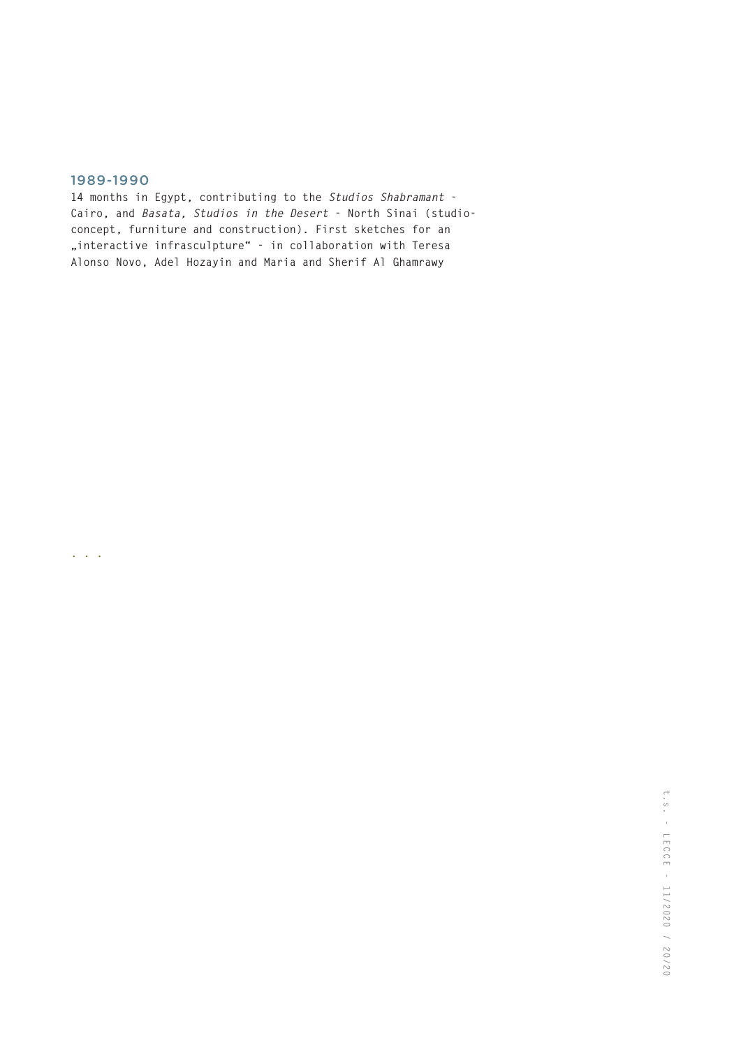## 1989-1990

14 months in Egypt, contributing to the *Studios Shabramant* – Cairo, and *Basata, Studios in the Desert* – North Sinai (studio-concept, furniture and construction). First sketches for an „interactive infrasculpture“ – in collaboration with Teresa Alonso Novo, Adel Hozayin and Maria and Sherif Al Ghamrawy

. . .